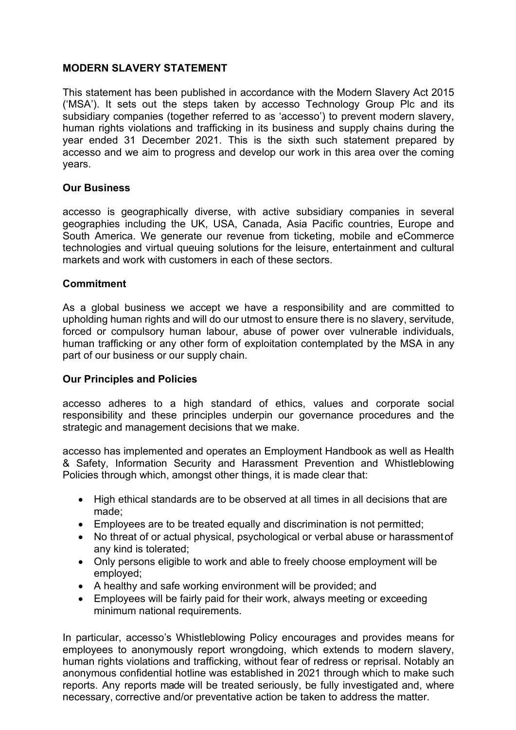# MODERN SLAVERY STATEMENT

This statement has been published in accordance with the Modern Slavery Act 2015 ('MSA'). It sets out the steps taken by accesso Technology Group Plc and its subsidiary companies (together referred to as 'accesso') to prevent modern slavery, human rights violations and trafficking in its business and supply chains during the year ended 31 December 2021. This is the sixth such statement prepared by accesso and we aim to progress and develop our work in this area over the coming years.

## Our Business

accesso is geographically diverse, with active subsidiary companies in several geographies including the UK, USA, Canada, Asia Pacific countries, Europe and South America. We generate our revenue from ticketing, mobile and eCommerce technologies and virtual queuing solutions for the leisure, entertainment and cultural markets and work with customers in each of these sectors.

## Commitment

As a global business we accept we have a responsibility and are committed to upholding human rights and will do our utmost to ensure there is no slavery, servitude, forced or compulsory human labour, abuse of power over vulnerable individuals, human trafficking or any other form of exploitation contemplated by the MSA in any part of our business or our supply chain.

## Our Principles and Policies

accesso adheres to a high standard of ethics, values and corporate social responsibility and these principles underpin our governance procedures and the strategic and management decisions that we make.

accesso has implemented and operates an Employment Handbook as well as Health & Safety, Information Security and Harassment Prevention and Whistleblowing Policies through which, amongst other things, it is made clear that:

- High ethical standards are to be observed at all times in all decisions that are made;
- Employees are to be treated equally and discrimination is not permitted;
- No threat of or actual physical, psychological or verbal abuse or harassment of any kind is tolerated;
- Only persons eligible to work and able to freely choose employment will be employed;
- A healthy and safe working environment will be provided; and
- Employees will be fairly paid for their work, always meeting or exceeding minimum national requirements.

In particular, accesso's Whistleblowing Policy encourages and provides means for employees to anonymously report wrongdoing, which extends to modern slavery, human rights violations and trafficking, without fear of redress or reprisal. Notably an anonymous confidential hotline was established in 2021 through which to make such reports. Any reports made will be treated seriously, be fully investigated and, where necessary, corrective and/or preventative action be taken to address the matter.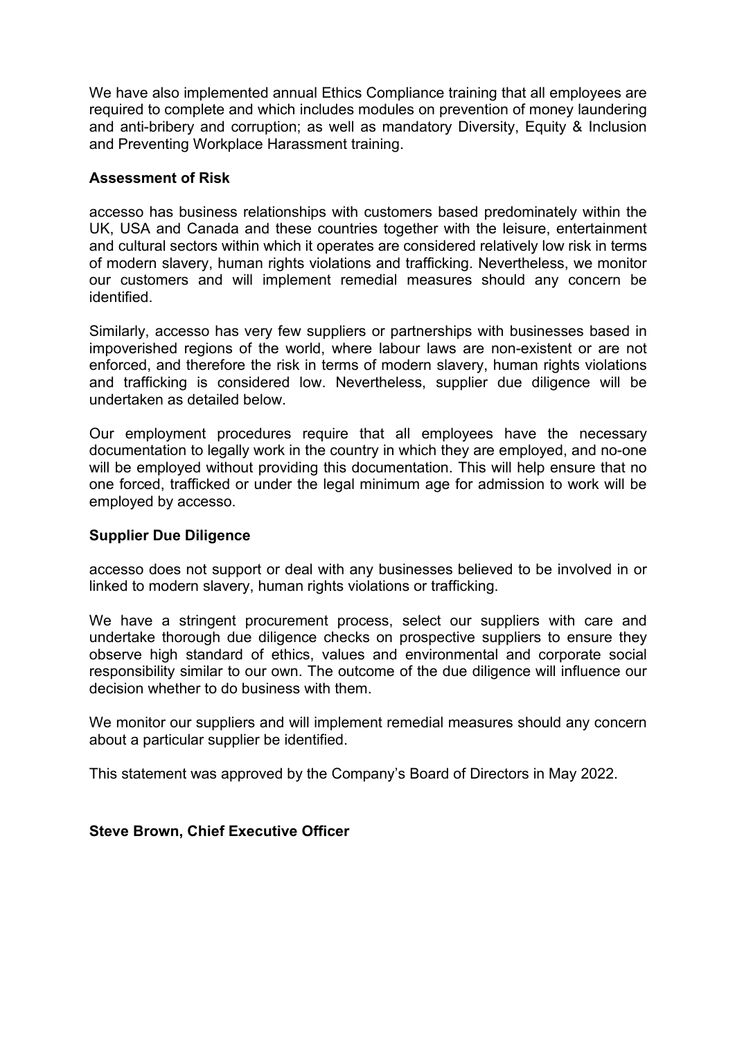We have also implemented annual Ethics Compliance training that all employees are required to complete and which includes modules on prevention of money laundering and anti-bribery and corruption; as well as mandatory Diversity, Equity & Inclusion and Preventing Workplace Harassment training.

**Assessment of Risk**

accesso has business relationships with customers based predominately within the UK, USA and Canada and these countries together with the leisure, entertainment and cultural sectors within which it operates are considered relatively low risk in terms of modern slavery, human rights violations and trafficking. Nevertheless, we monitor our customers and will implement remedial measures should any concern be identified.

Similarly, accesso has very few suppliers or partnerships with businesses based in impoverished regions of the world, where labour laws are non-existent or are not enforced, and therefore the risk in terms of modern slavery, human rights violations and trafficking is considered low. Nevertheless, supplier due diligence will be undertaken as detailed below.

Our employment procedures require that all employees have the necessary documentation to legally work in the country in which they are employed, and no-one will be employed without providing this documentation. This will help ensure that no one forced, trafficked or under the legal minimum age for admission to work will be employed by accesso.

**Supplier Due Diligence**

accesso does not support or deal with any businesses believed to be involved in or linked to modern slavery, human rights violations or trafficking.

We have a stringent procurement process, select our suppliers with care and undertake thorough due diligence checks on prospective suppliers to ensure they observe high standard of ethics, values and environmental and corporate social responsibility similar to our own. The outcome of the due diligence will influence our decision whether to do business with them.

We monitor our suppliers and will implement remedial measures should any concern about a particular supplier be identified.

This statement was approved by the Company's Board of Directors in May 2022.

**Steve Brown, Chief Executive Officer**